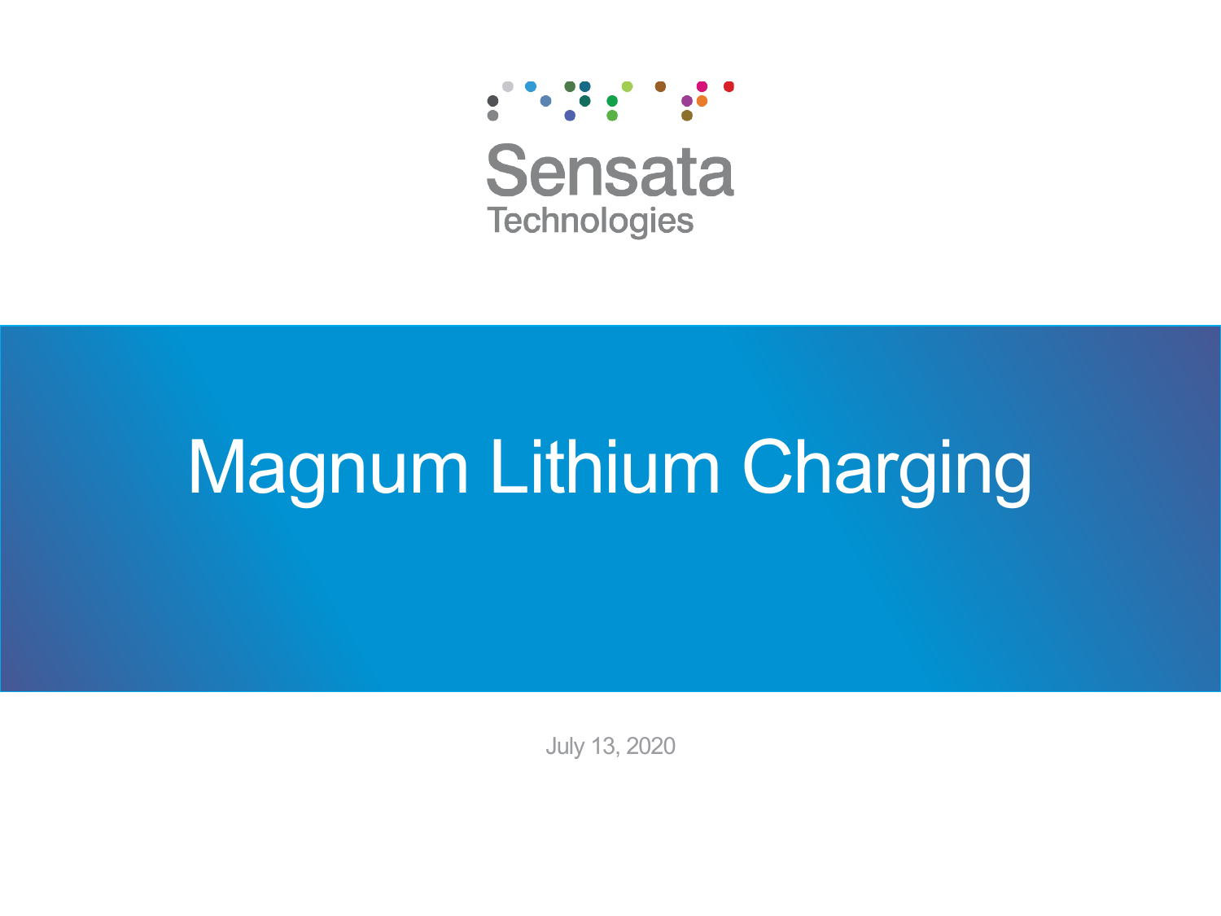Sensata Technologies

# Magnum Lithium Charging

July 13, 2020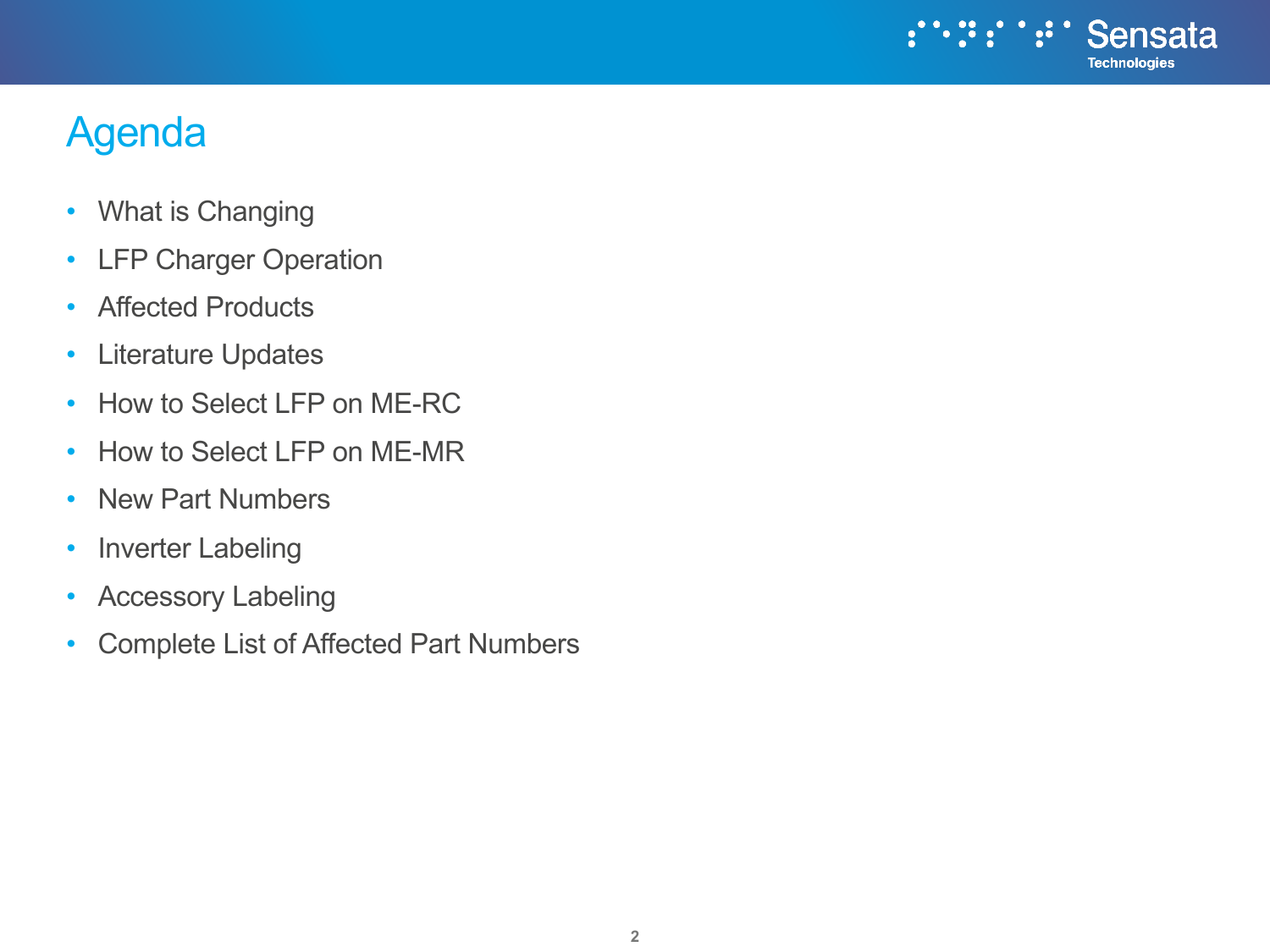# Agenda

- What is Changing
- LFP Charger Operation
- Affected Products
- Literature Updates
- How to Select LFP on ME-RC
- How to Select LFP on ME-MR
- New Part Numbers
- Inverter Labeling
- Accessory Labeling
- Complete List of Affected Part Numbers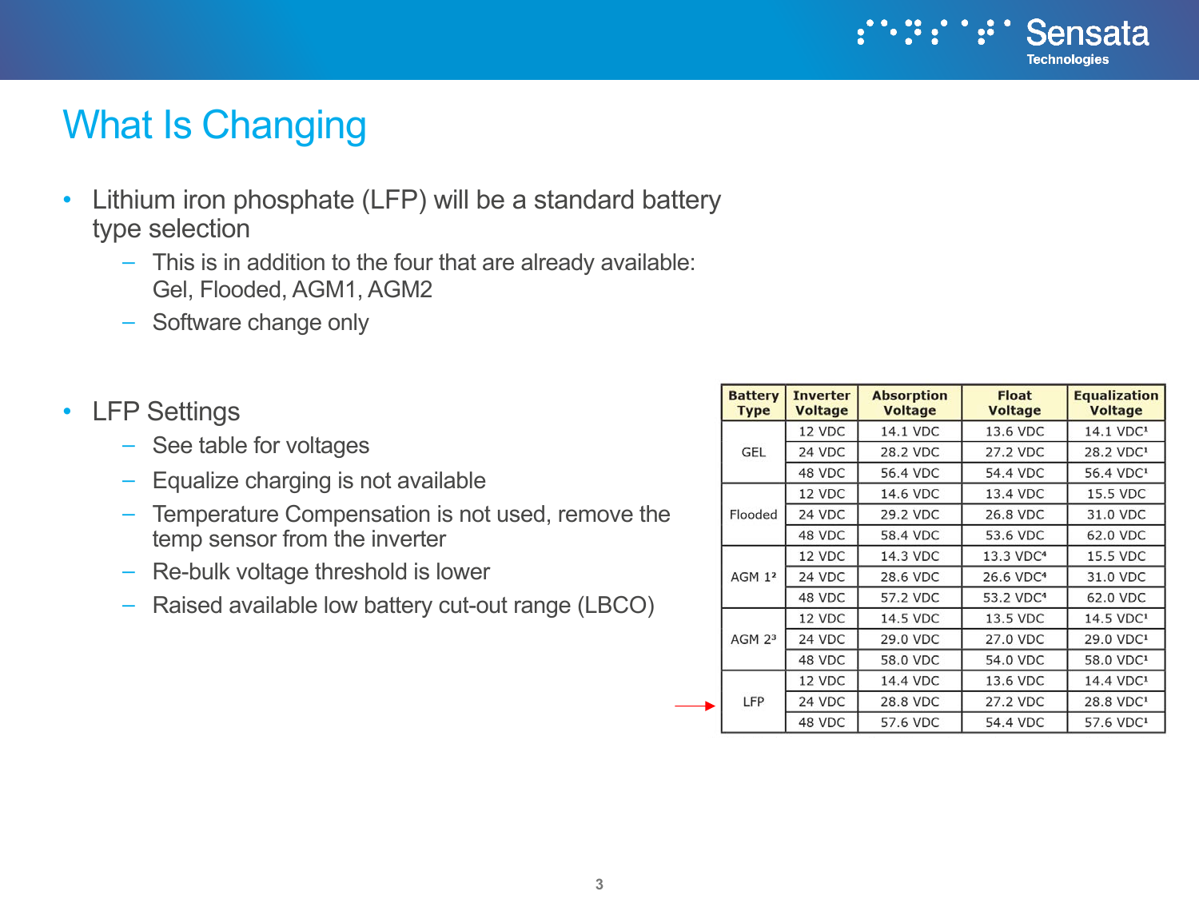# What Is Changing

- Lithium iron phosphate (LFP) will be a standard battery type selection
  - This is in addition to the four that are already available: Gel, Flooded, AGM1, AGM2
  - Software change only

- LFP Settings
  - See table for voltages
  - Equalize charging is not available
  - Temperature Compensation is not used, remove the temp sensor from the inverter
  - Re-bulk voltage threshold is lower
  - Raised available low battery cut-out range (LBCO)

| Battery Type | Inverter Voltage | Absorption Voltage | Float Voltage | Equalization Voltage |
|---|---|---|---|---|
| GEL | 12 VDC | 14.1 VDC | 13.6 VDC | 14.1 VDC[1] |
| | 24 VDC | 28.2 VDC | 27.2 VDC | 28.2 VDC[1] |
| | 48 VDC | 56.4 VDC | 54.4 VDC | 56.4 VDC[1] |
| Flooded | 12 VDC | 14.6 VDC | 13.4 VDC | 15.5 VDC |
| | 24 VDC | 29.2 VDC | 26.8 VDC | 31.0 VDC |
| | 48 VDC | 58.4 VDC | 53.6 VDC | 62.0 VDC |
| AGM 1[2] | 12 VDC | 14.3 VDC | 13.3 VDC[4] | 15.5 VDC |
| | 24 VDC | 28.6 VDC | 26.6 VDC[4] | 31.0 VDC |
| | 48 VDC | 57.2 VDC | 53.2 VDC[4] | 62.0 VDC |
| AGM 2[3] | 12 VDC | 14.5 VDC | 13.5 VDC | 14.5 VDC[1] |
| | 24 VDC | 29.0 VDC | 27.0 VDC | 29.0 VDC[1] |
| | 48 VDC | 58.0 VDC | 54.0 VDC | 58.0 VDC[1] |
| LFP | 12 VDC | 14.4 VDC | 13.6 VDC | 14.4 VDC[1] |
| | 24 VDC | 28.8 VDC | 27.2 VDC | 28.8 VDC[1] |
| | 48 VDC | 57.6 VDC | 54.4 VDC | 57.6 VDC[1] |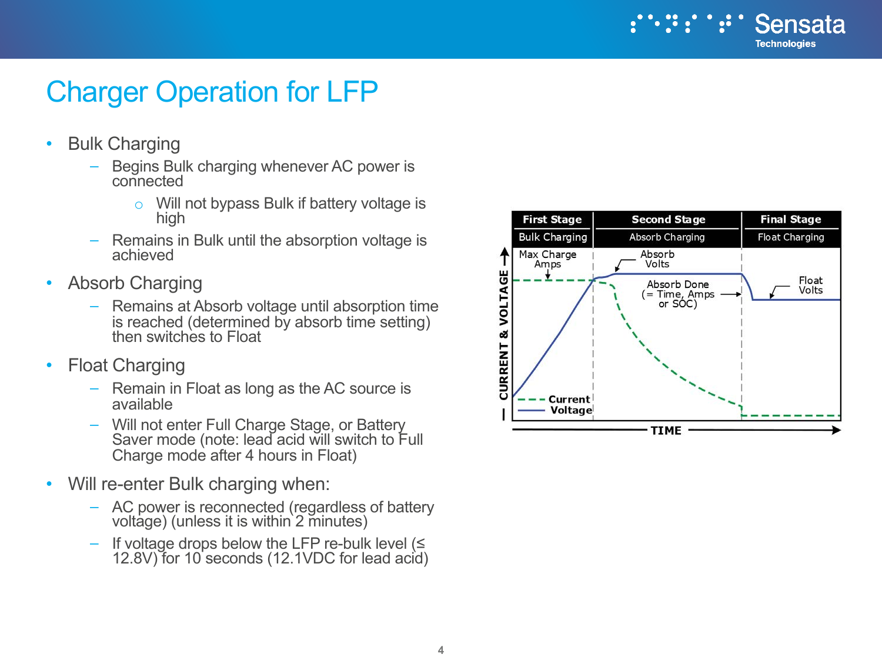# Charger Operation for LFP

- Bulk Charging
  - Begins Bulk charging whenever AC power is connected
    - Will not bypass Bulk if battery voltage is high
  - Remains in Bulk until the absorption voltage is achieved
- Absorb Charging
  - Remains at Absorb voltage until absorption time is reached (determined by absorb time setting) then switches to Float
- Float Charging
  - Remain in Float as long as the AC source is available
  - Will not enter Full Charge Stage, or Battery Saver mode (note: lead acid will switch to Full Charge mode after 4 hours in Float)
- Will re-enter Bulk charging when:
  - AC power is reconnected (regardless of battery voltage) (unless it is within 2 minutes)
  - If voltage drops below the LFP re-bulk level (≤ 12.8V) for 10 seconds (12.1VDC for lead acid)

| First Stage | Second Stage | Final Stage |
| --- | --- | --- |
| Bulk Charging | Absorb Charging | Float Charging |

Max Charge Amps — Absorb Volts — Absorb Done (= Time, Amps or SOC) — Float Volts

Current / Voltage

CURRENT & VOLTAGE — TIME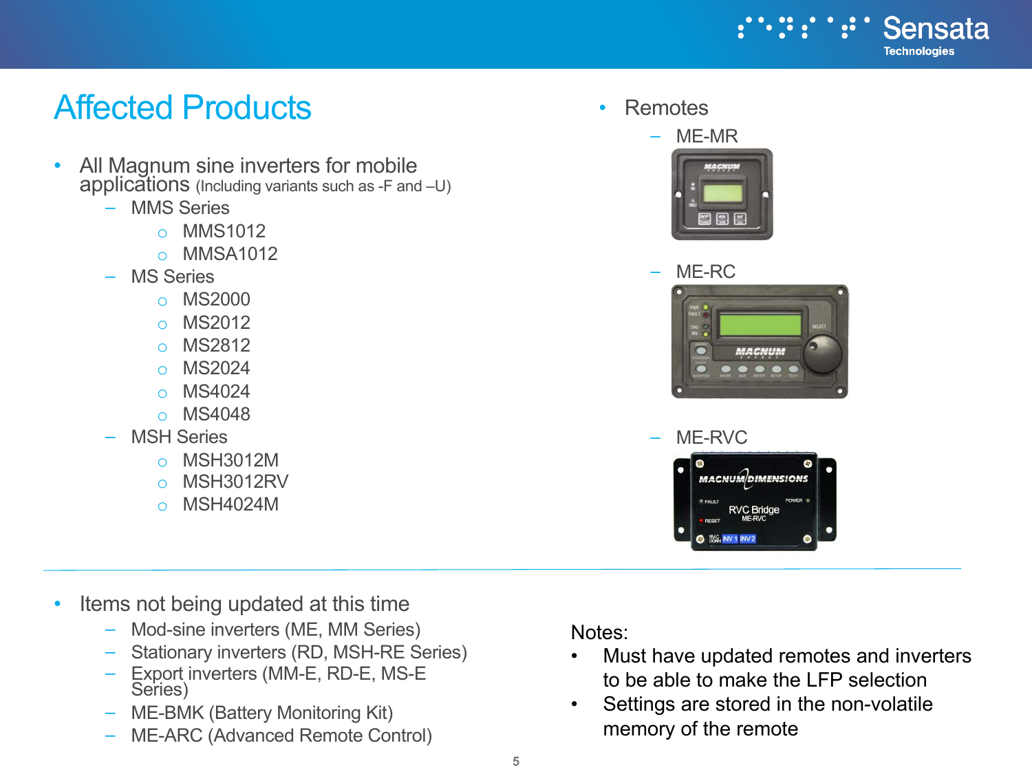# Affected Products

- All Magnum sine inverters for mobile applications (Including variants such as -F and –U)
  - MMS Series
    - MMS1012
    - MMSA1012
  - MS Series
    - MS2000
    - MS2012
    - MS2812
    - MS2024
    - MS4024
    - MS4048
  - MSH Series
    - MSH3012M
    - MSH3012RV
    - MSH4024M

- Remotes
  - ME-MR
  - ME-RC
  - ME-RVC

- Items not being updated at this time
  - Mod-sine inverters (ME, MM Series)
  - Stationary inverters (RD, MSH-RE Series)
  - Export inverters (MM-E, RD-E, MS-E Series)
  - ME-BMK (Battery Monitoring Kit)
  - ME-ARC (Advanced Remote Control)

Notes:

- Must have updated remotes and inverters to be able to make the LFP selection
- Settings are stored in the non-volatile memory of the remote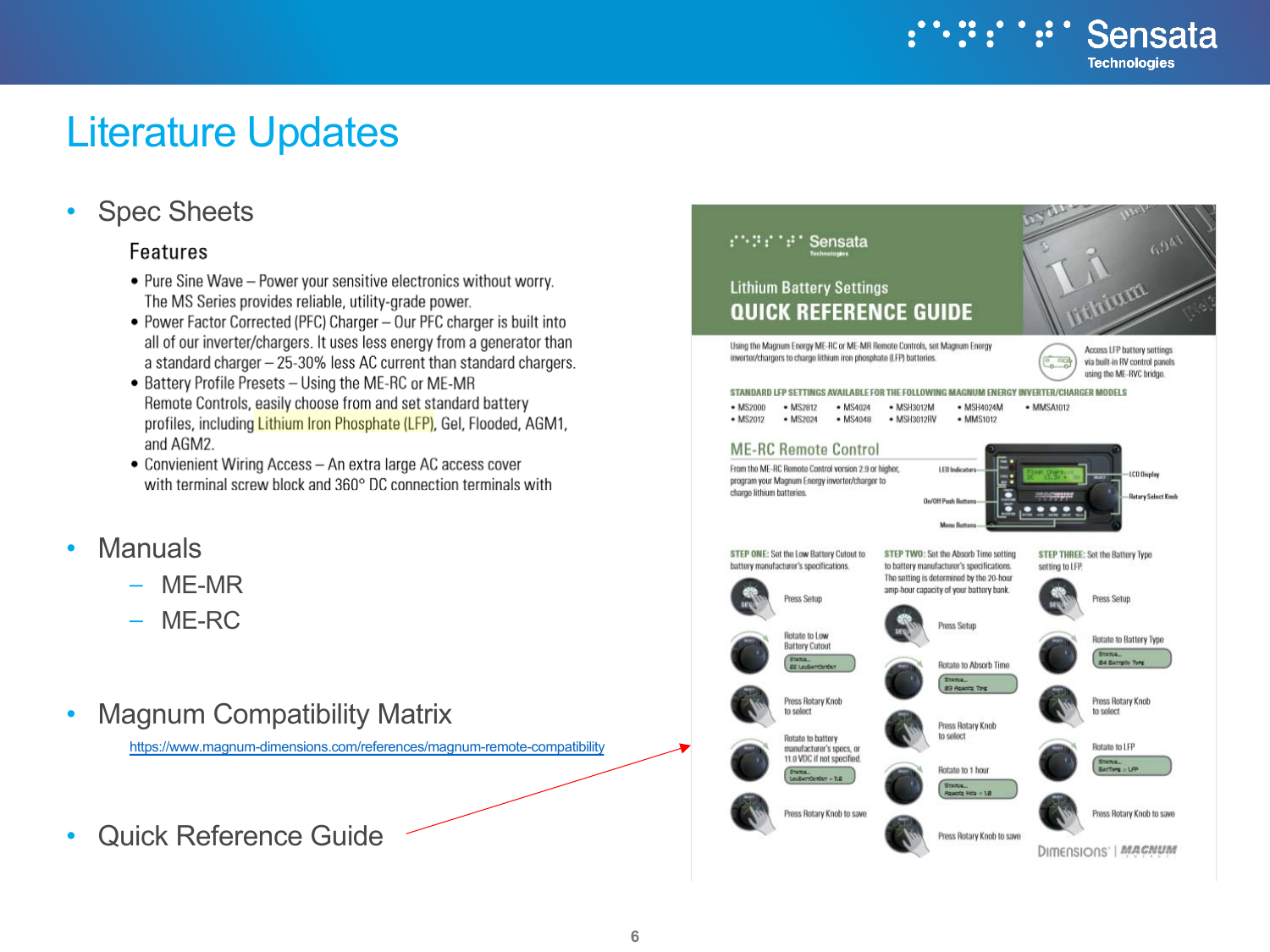# Literature Updates

- Spec Sheets

### Features

- Pure Sine Wave – Power your sensitive electronics without worry. The MS Series provides reliable, utility-grade power.
- Power Factor Corrected (PFC) Charger – Our PFC charger is built into all of our inverter/chargers. It uses less energy from a generator than a standard charger – 25-30% less AC current than standard chargers.
- Battery Profile Presets – Using the ME-RC or ME-MR Remote Controls, easily choose from and set standard battery profiles, including Lithium Iron Phosphate (LFP), Gel, Flooded, AGM1, and AGM2.
- Convienient Wiring Access – An extra large AC access cover with terminal screw block and 360° DC connection terminals with

- Manuals
  - ME-MR
  - ME-RC

- Magnum Compatibility Matrix

  https://www.magnum-dimensions.com/references/magnum-remote-compatibility

- Quick Reference Guide

Sensata Technologies

Lithium Battery Settings

**QUICK REFERENCE GUIDE**

Using the Magnum Energy ME-RC or ME-MR Remote Controls, set Magnum Energy inverter/chargers to charge lithium iron phosphate (LFP) batteries.

Access LFP battery settings via built-in RV control panels using the ME-RVC bridge.

**STANDARD LFP SETTINGS AVAILABLE FOR THE FOLLOWING MAGNUM ENERGY INVERTER/CHARGER MODELS**

- MS2000
- MS2012
- MS2812
- MS2024
- MS4024
- MS4048
- MSH3012M
- MSH3012RV
- MSH4024M
- MMS1012
- MMSA1012

**ME-RC Remote Control**

From the ME-RC Remote Control version 2.9 or higher, program your Magnum Energy inverter/charger to charge lithium batteries.

LED Indicators; On/Off Push Buttons; Menu Buttons; LCD Display; Rotary Select Knob

**STEP ONE:** Set the Low Battery Cutout to battery manufacturer's specifications.

- Press Setup
- Rotate to Low Battery Cutout (STATUS... 02 LowBattCutOut)
- Press Rotary Knob to select
- Rotate to battery manufacturer's specs, or 11.0 VDC if not specified (STATUS... LowBattCutOut = 11.0)
- Press Rotary Knob to save

**STEP TWO:** Set the Absorb Time setting to battery manufacturer's specifications. The setting is determined by the 20-hour amp-hour capacity of your battery bank.

- Press Setup
- Rotate to Absorb Time (STATUS... 03 Absorb Time)
- Press Rotary Knob to select
- Rotate to 1 hour (STATUS... Absorb Hrs = 1.0)
- Press Rotary Knob to save

**STEP THREE:** Set the Battery Type setting to LFP.

- Press Setup
- Rotate to Battery Type (STATUS... 04 Battery Type)
- Press Rotary Knob to select
- Rotate to LFP (STATUS... BatType = LFP)
- Press Rotary Knob to save

DIMENSIONS | MAGNUM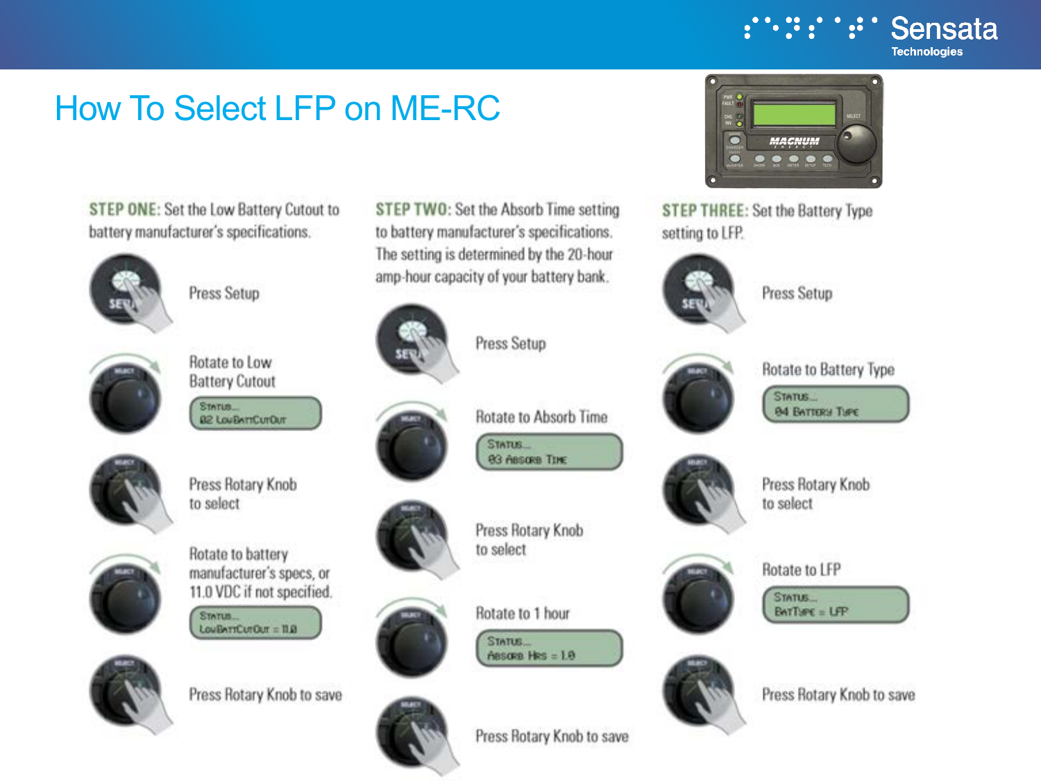# How To Select LFP on ME-RC

**STEP ONE:** Set the Low Battery Cutout to battery manufacturer's specifications.

- Press Setup
- Rotate to Low Battery Cutout
  - STATUS... 02 LOWBATTCUTOUT
- Press Rotary Knob to select
- Rotate to battery manufacturer's specs, or 11.0 VDC if not specified.
  - STATUS... LOWBATTCUTOUT = 11.0
- Press Rotary Knob to save

**STEP TWO:** Set the Absorb Time setting to battery manufacturer's specifications. The setting is determined by the 20-hour amp-hour capacity of your battery bank.

- Press Setup
- Rotate to Absorb Time
  - STATUS... 03 ABSORB TIME
- Press Rotary Knob to select
- Rotate to 1 hour
  - STATUS... ABSORB HRS = 1.0
- Press Rotary Knob to save

**STEP THREE:** Set the Battery Type setting to LFP.

- Press Setup
- Rotate to Battery Type
  - STATUS... 04 BATTERY TYPE
- Press Rotary Knob to select
- Rotate to LFP
  - STATUS... BATTYPE = LFP
- Press Rotary Knob to save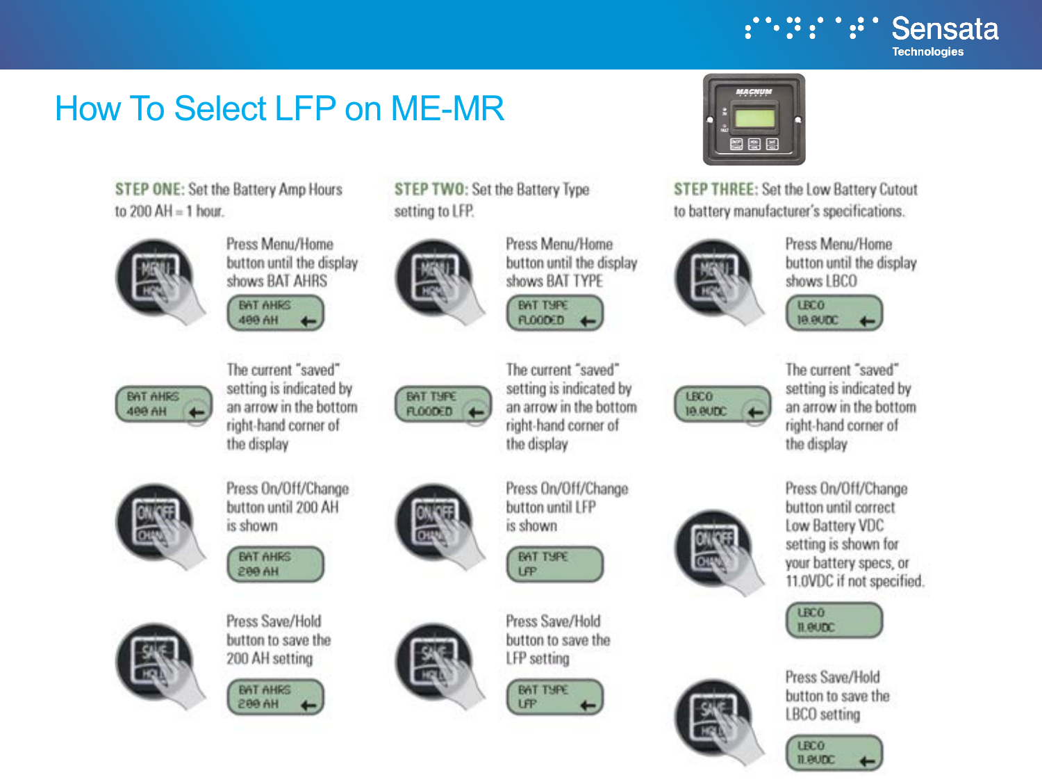# How To Select LFP on ME-MR

## STEP ONE: Set the Battery Amp Hours to 200 AH = 1 hour.

Press Menu/Home button until the display shows BAT AHRS

BAT AHRS
400 AH

The current "saved" setting is indicated by an arrow in the bottom right-hand corner of the display

Press On/Off/Change button until 200 AH is shown

BAT AHRS
200 AH

Press Save/Hold button to save the 200 AH setting

BAT AHRS
200 AH

## STEP TWO: Set the Battery Type setting to LFP.

Press Menu/Home button until the display shows BAT TYPE

BAT TYPE
FLOODED

The current "saved" setting is indicated by an arrow in the bottom right-hand corner of the display

Press On/Off/Change button until LFP is shown

BAT TYPE
LFP

Press Save/Hold button to save the LFP setting

BAT TYPE
LFP

## STEP THREE: Set the Low Battery Cutout to battery manufacturer's specifications.

Press Menu/Home button until the display shows LBCO

LBCO
10.0VDC

The current "saved" setting is indicated by an arrow in the bottom right-hand corner of the display

Press On/Off/Change button until correct Low Battery VDC setting is shown for your battery specs, or 11.0VDC if not specified.

LBCO
11.0VDC

Press Save/Hold button to save the LBCO setting

LBCO
11.0VDC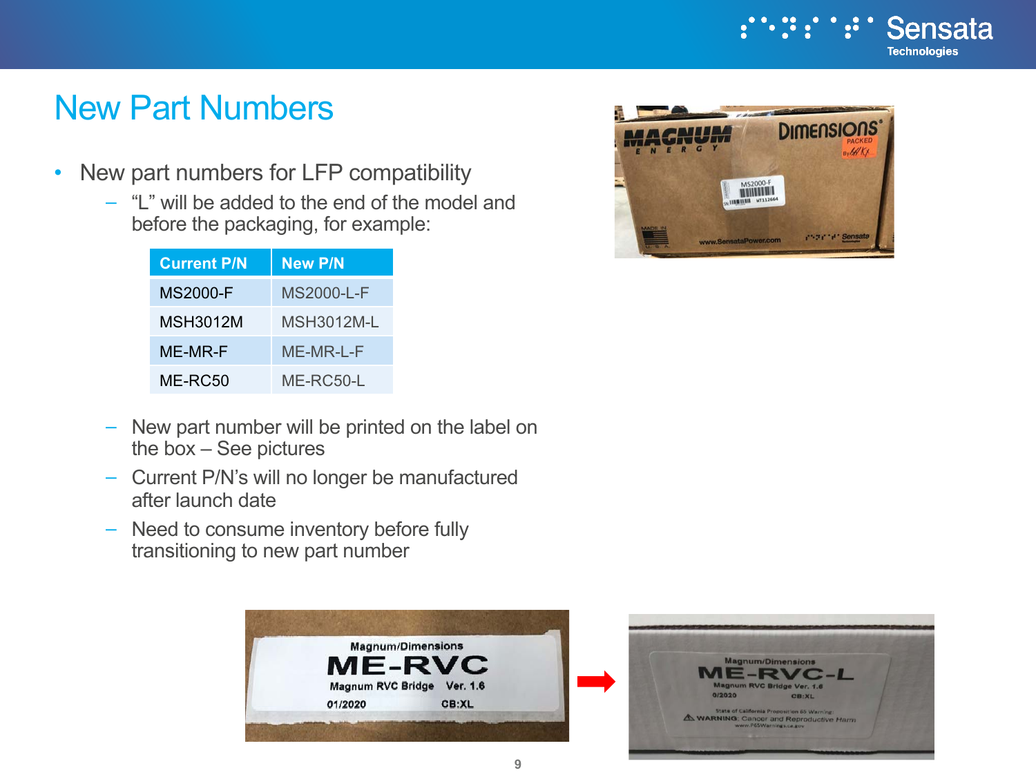# New Part Numbers

- New part numbers for LFP compatibility
  - "L" will be added to the end of the model and before the packaging, for example:

| Current P/N | New P/N |
|---|---|
| MS2000-F | MS2000-L-F |
| MSH3012M | MSH3012M-L |
| ME-MR-F | ME-MR-L-F |
| ME-RC50 | ME-RC50-L |

  - New part number will be printed on the label on the box – See pictures
  - Current P/N's will no longer be manufactured after launch date
  - Need to consume inventory before fully transitioning to new part number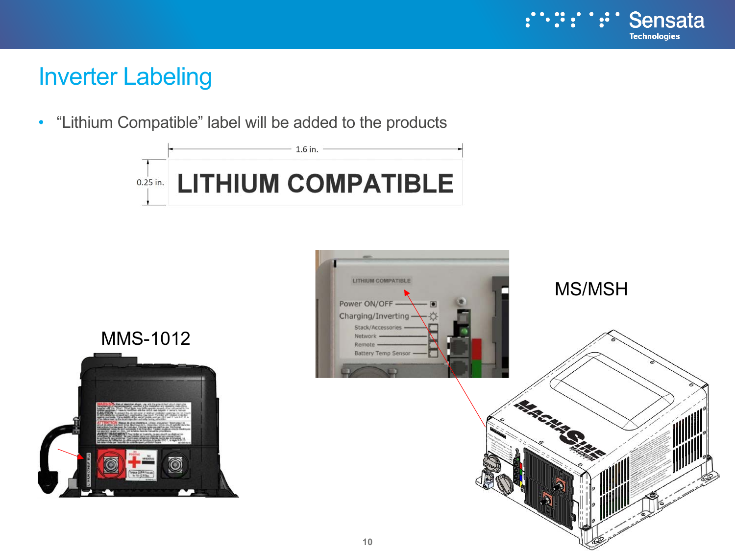# Inverter Labeling

- "Lithium Compatible" label will be added to the products

1.6 in.

0.25 in.

**LITHIUM COMPATIBLE**

MMS-1012

MS/MSH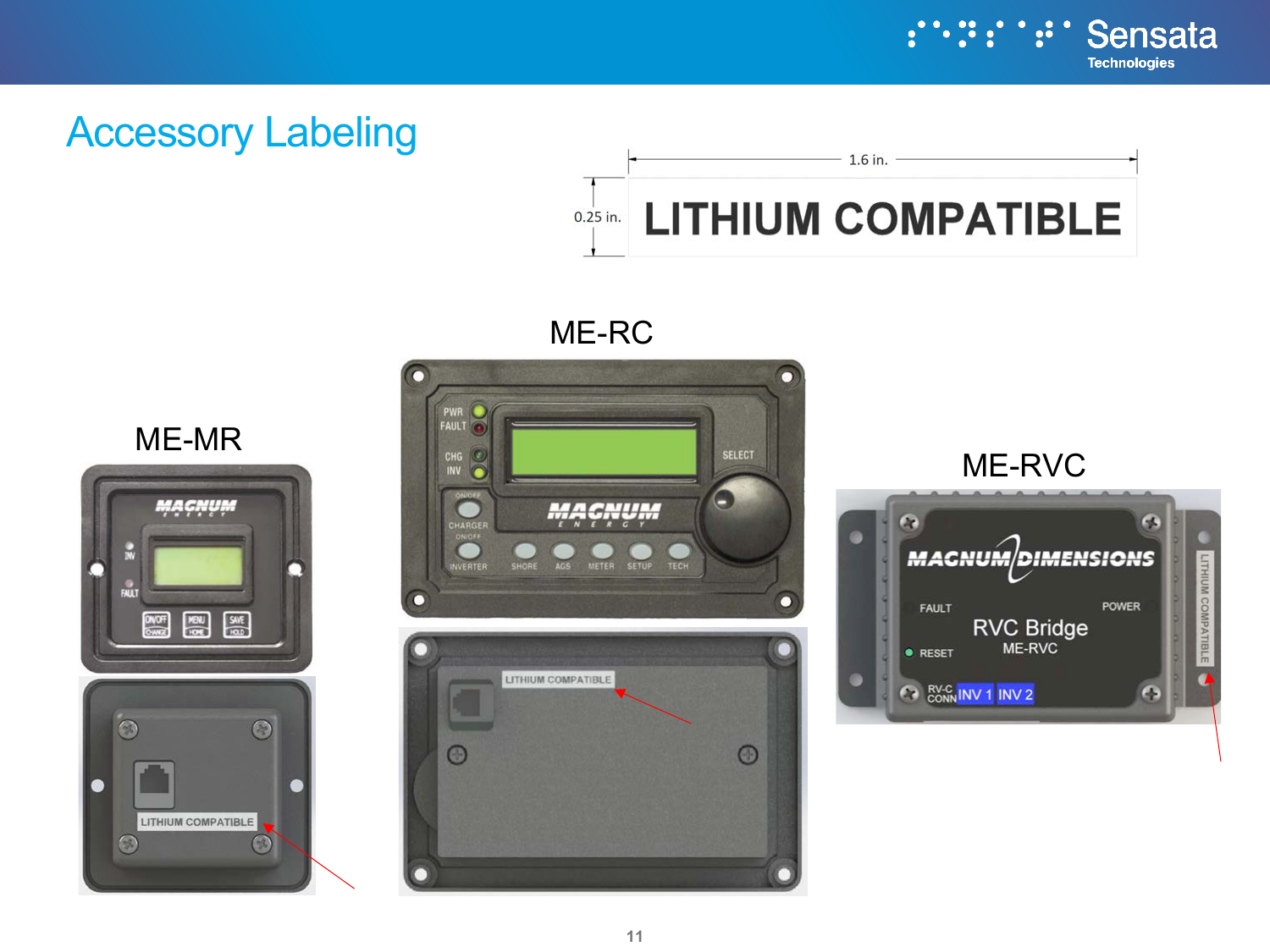# Accessory Labeling

1.6 in.

0.25 in.

LITHIUM COMPATIBLE

ME-MR

ME-RC

ME-RVC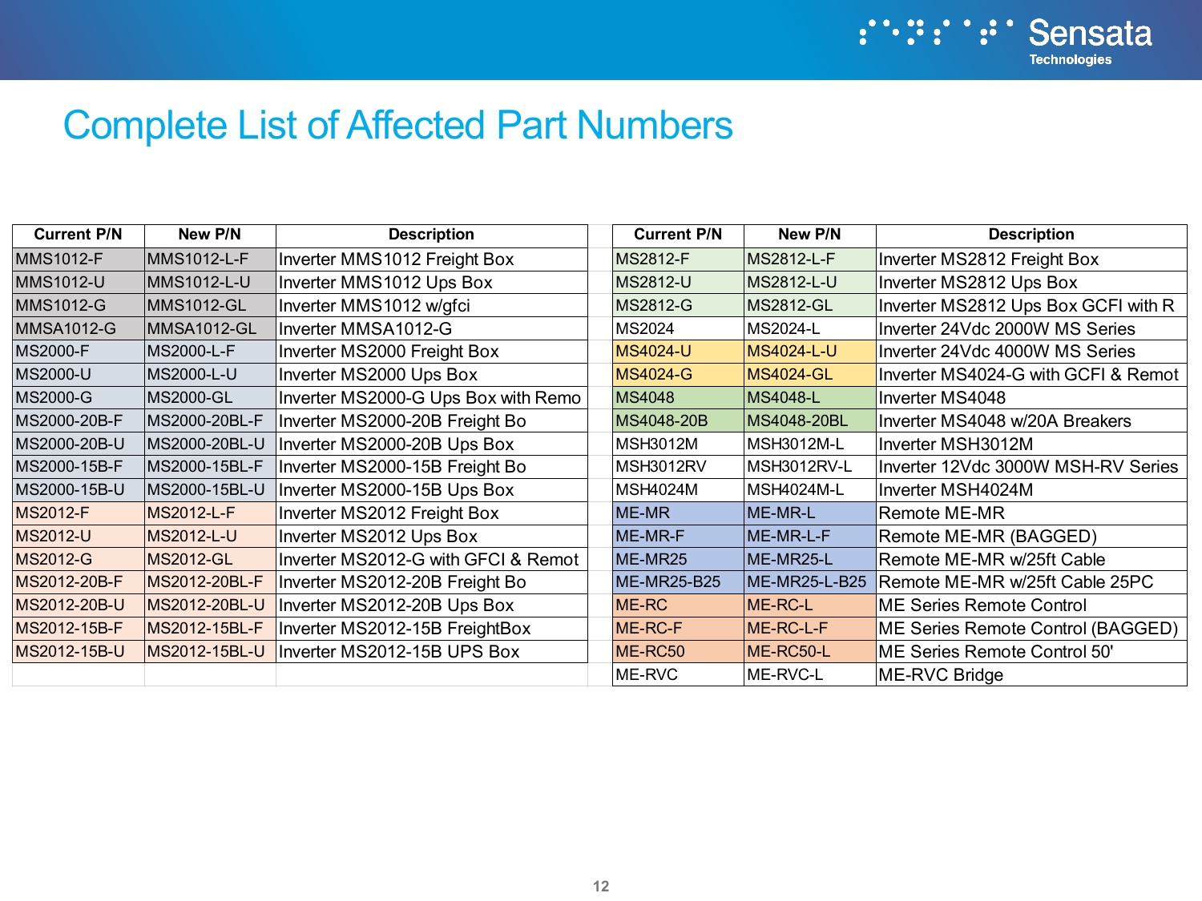# Complete List of Affected Part Numbers

| Current P/N | New P/N | Description |
|---|---|---|
| MMS1012-F | MMS1012-L-F | Inverter MMS1012 Freight Box |
| MMS1012-U | MMS1012-L-U | Inverter MMS1012 Ups Box |
| MMS1012-G | MMS1012-GL | Inverter MMS1012 w/gfci |
| MMSA1012-G | MMSA1012-GL | Inverter MMSA1012-G |
| MS2000-F | MS2000-L-F | Inverter MS2000 Freight Box |
| MS2000-U | MS2000-L-U | Inverter MS2000 Ups Box |
| MS2000-G | MS2000-GL | Inverter MS2000-G Ups Box with Remo |
| MS2000-20B-F | MS2000-20BL-F | Inverter MS2000-20B Freight Bo |
| MS2000-20B-U | MS2000-20BL-U | Inverter MS2000-20B Ups Box |
| MS2000-15B-F | MS2000-15BL-F | Inverter MS2000-15B Freight Bo |
| MS2000-15B-U | MS2000-15BL-U | Inverter MS2000-15B Ups Box |
| MS2012-F | MS2012-L-F | Inverter MS2012 Freight Box |
| MS2012-U | MS2012-L-U | Inverter MS2012 Ups Box |
| MS2012-G | MS2012-GL | Inverter MS2012-G with GFCI & Remot |
| MS2012-20B-F | MS2012-20BL-F | Inverter MS2012-20B Freight Bo |
| MS2012-20B-U | MS2012-20BL-U | Inverter MS2012-20B Ups Box |
| MS2012-15B-F | MS2012-15BL-F | Inverter MS2012-15B FreightBox |
| MS2012-15B-U | MS2012-15BL-U | Inverter MS2012-15B UPS Box |

| Current P/N | New P/N | Description |
|---|---|---|
| MS2812-F | MS2812-L-F | Inverter MS2812 Freight Box |
| MS2812-U | MS2812-L-U | Inverter MS2812 Ups Box |
| MS2812-G | MS2812-GL | Inverter MS2812 Ups Box GCFI with R |
| MS2024 | MS2024-L | Inverter 24Vdc 2000W MS Series |
| MS4024-U | MS4024-L-U | Inverter 24Vdc 4000W MS Series |
| MS4024-G | MS4024-GL | Inverter MS4024-G with GCFI & Remot |
| MS4048 | MS4048-L | Inverter MS4048 |
| MS4048-20B | MS4048-20BL | Inverter MS4048 w/20A Breakers |
| MSH3012M | MSH3012M-L | Inverter MSH3012M |
| MSH3012RV | MSH3012RV-L | Inverter 12Vdc 3000W MSH-RV Series |
| MSH4024M | MSH4024M-L | Inverter MSH4024M |
| ME-MR | ME-MR-L | Remote ME-MR |
| ME-MR-F | ME-MR-L-F | Remote ME-MR (BAGGED) |
| ME-MR25 | ME-MR25-L | Remote ME-MR w/25ft Cable |
| ME-MR25-B25 | ME-MR25-L-B25 | Remote ME-MR w/25ft Cable 25PC |
| ME-RC | ME-RC-L | ME Series Remote Control |
| ME-RC-F | ME-RC-L-F | ME Series Remote Control (BAGGED) |
| ME-RC50 | ME-RC50-L | ME Series Remote Control 50' |
| ME-RVC | ME-RVC-L | ME-RVC Bridge |